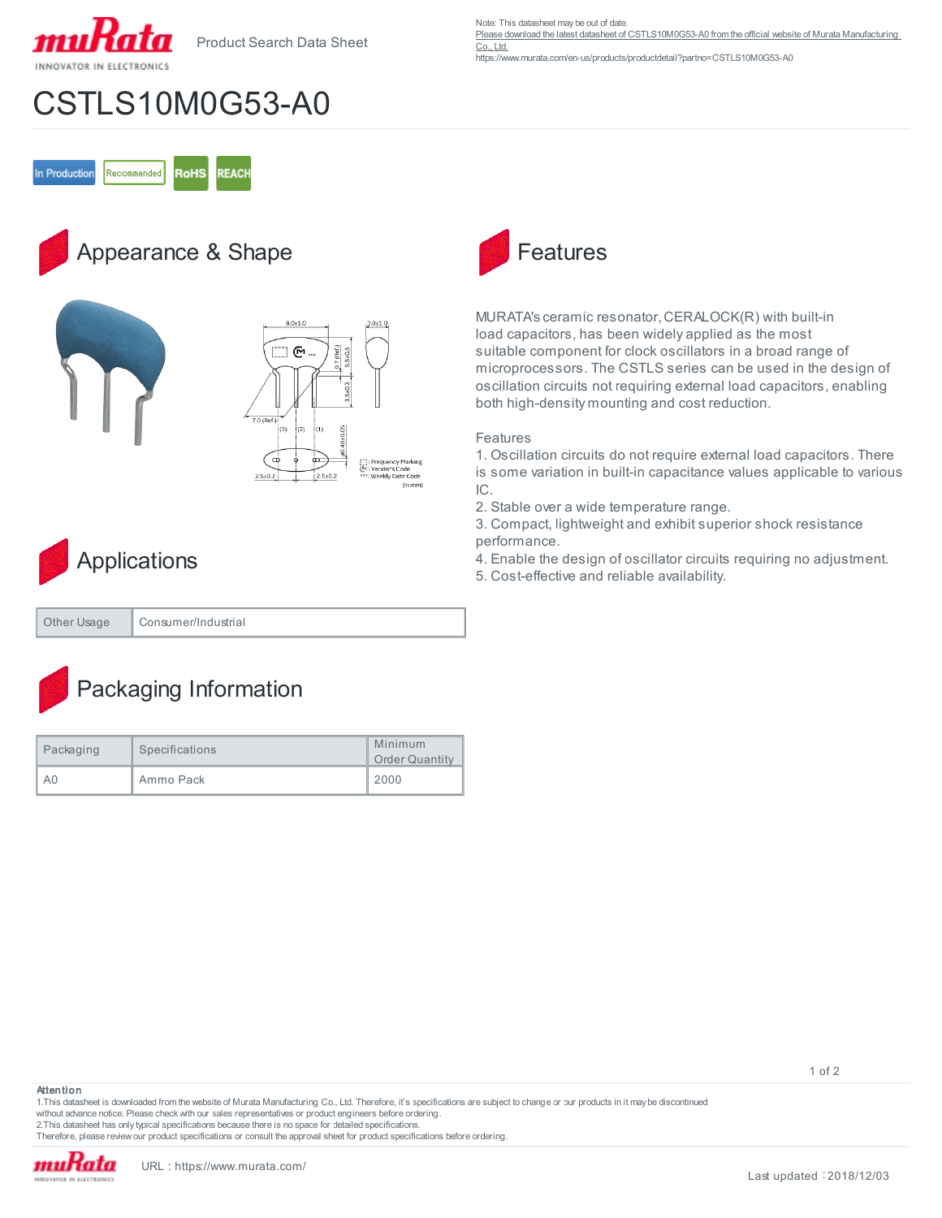Product Search Data Sheet

Note: This datasheet may be out of date.
Please download the latest datasheet of CSTLS10M0G53-A0 from the official website of Murata Manufacturing Co., Ltd.
https://www.murata.com/en-us/products/productdetail?partno=CSTLS10M0G53-A0

# CSTLS10M0G53-A0

In Production | Recommended | RoHS | REACH

## Appearance & Shape

8.0±1.0 | 3.0±1.0 | 0.7 (Ref.) | 5.5±0.5 | 3.5±0.3 | 7.0 (Ref.) | (3) (2) (1) | ø0.45±0.05 | 2.5±0.2 | 2.5±0.2

□ : Frequency Marking
M : Vender's Code
\*\*\* : Weekly Date Code
(in mm)

## Features

MURATA's ceramic resonator, CERALOCK(R) with built-in load capacitors, has been widely applied as the most suitable component for clock oscillators in a broad range of microprocessors. The CSTLS series can be used in the design of oscillation circuits not requiring external load capacitors, enabling both high-density mounting and cost reduction.

Features
1. Oscillation circuits do not require external load capacitors. There is some variation in built-in capacitance values applicable to various IC.
2. Stable over a wide temperature range.
3. Compact, lightweight and exhibit superior shock resistance performance.
4. Enable the design of oscillator circuits requiring no adjustment.
5. Cost-effective and reliable availability.

## Applications

| Other Usage | Consumer/Industrial |
|---|---|

## Packaging Information

| Packaging | Specifications | Minimum Order Quantity |
|---|---|---|
| A0 | Ammo Pack | 2000 |

**Attention**
1.This datasheet is downloaded from the website of Murata Manufacturing Co., Ltd. Therefore, it's specifications are subject to change or our products in it may be discontinued without advance notice. Please check with our sales representatives or product engineers before ordering.
2.This datasheet has only typical specifications because there is no space for detailed specifications.
Therefore, please review our product specifications or consult the approval sheet for product specifications before ordering.

URL：https://www.murata.com/

Last updated：2018/12/03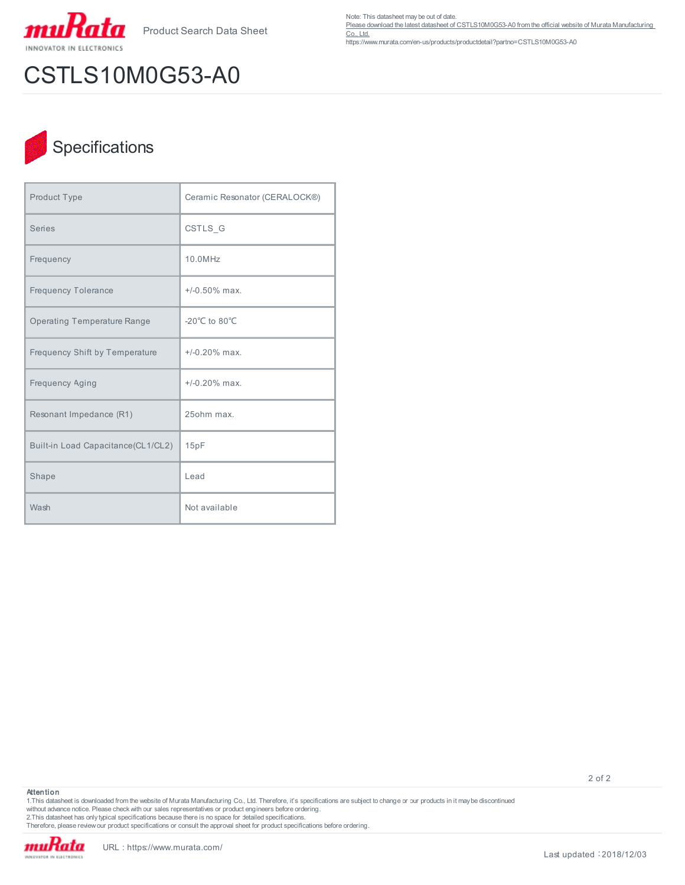Note: This datasheet may be out of date.
Please download the latest datasheet of CSTLS10M0G53-A0 from the official website of Murata Manufacturing Co., Ltd.
https://www.murata.com/en-us/products/productdetail?partno=CSTLS10M0G53-A0

Product Search Data Sheet

# CSTLS10M0G53-A0

## Specifications

| | |
|---|---|
| Product Type | Ceramic Resonator (CERALOCK®) |
| Series | CSTLS_G |
| Frequency | 10.0MHz |
| Frequency Tolerance | +/-0.50% max. |
| Operating Temperature Range | -20℃ to 80℃ |
| Frequency Shift by Temperature | +/-0.20% max. |
| Frequency Aging | +/-0.20% max. |
| Resonant Impedance (R1) | 25ohm max. |
| Built-in Load Capacitance(CL1/CL2) | 15pF |
| Shape | Lead |
| Wash | Not available |

**Attention**
1.This datasheet is downloaded from the website of Murata Manufacturing Co., Ltd. Therefore, it's specifications are subject to change or our products in it may be discontinued without advance notice. Please check with our sales representatives or product engineers before ordering.
2.This datasheet has only typical specifications because there is no space for detailed specifications.
Therefore, please review our product specifications or consult the approval sheet for product specifications before ordering.

URL：https://www.murata.com/

Last updated：2018/12/03